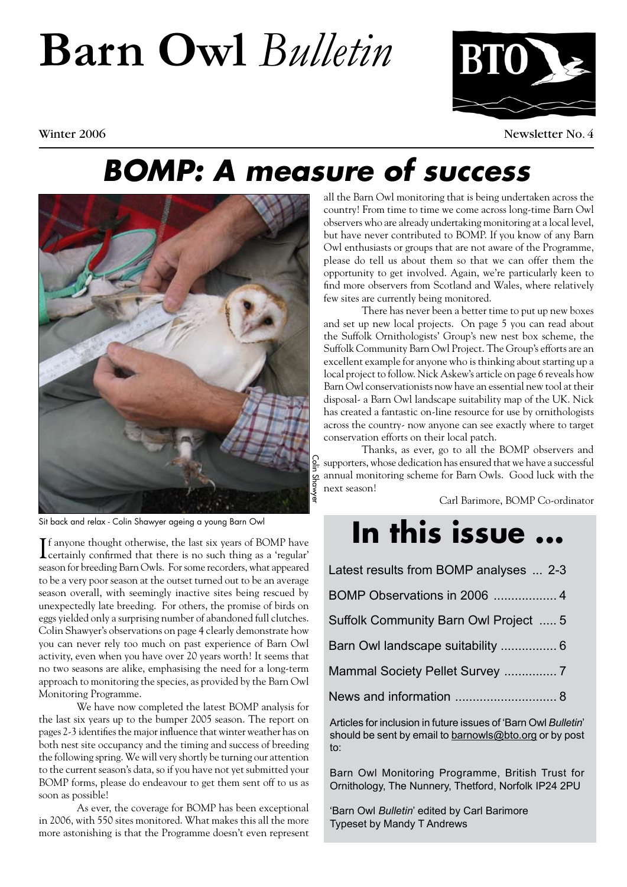# Barn Owl *Bulletin*

Winter 2006

Newsletter No. 4

## *BOMP: A measure of success*

Sit back and relax - Colin Shawyer ageing a young Barn Owl

Colin Shawyer

If anyone thought otherwise, the last six years of BOMP have certainly confirmed that there is no such thing as a 'regular' season for breeding Barn Owls. For some recorders, what appeared to be a very poor season at the outset turned out to be an average season overall, with seemingly inactive sites being rescued by unexpectedly late breeding. For others, the promise of birds on eggs yielded only a surprising number of abandoned full clutches. Colin Shawyer's observations on page 4 clearly demonstrate how you can never rely too much on past experience of Barn Owl activity, even when you have over 20 years worth! It seems that no two seasons are alike, emphasising the need for a long-term approach to monitoring the species, as provided by the Barn Owl Monitoring Programme.

We have now completed the latest BOMP analysis for the last six years up to the bumper 2005 season. The report on pages 2-3 identifies the major influence that winter weather has on both nest site occupancy and the timing and success of breeding the following spring. We will very shortly be turning our attention to the current season's data, so if you have not yet submitted your BOMP forms, please do endeavour to get them sent off to us as soon as possible!

As ever, the coverage for BOMP has been exceptional in 2006, with 550 sites monitored. What makes this all the more astonishing is that the Programme doesn't even represent all the Barn Owl monitoring that is being undertaken across the country! From time to time we come across long-time Barn Owl observers who are already undertaking monitoring at a local level, but have never contributed to BOMP. If you know of any Barn Owl enthusiasts or groups that are not aware of the Programme, please do tell us about them so that we can offer them the opportunity to get involved. Again, we're particularly keen to find more observers from Scotland and Wales, where relatively few sites are currently being monitored.

There has never been a better time to put up new boxes and set up new local projects. On page 5 you can read about the Suffolk Ornithologists' Group's new nest box scheme, the Suffolk Community Barn Owl Project. The Group's efforts are an excellent example for anyone who is thinking about starting up a local project to follow. Nick Askew's article on page 6 reveals how Barn Owl conservationists now have an essential new tool at their disposal- a Barn Owl landscape suitability map of the UK. Nick has created a fantastic on-line resource for use by ornithologists across the country- now anyone can see exactly where to target conservation efforts on their local patch.

Thanks, as ever, go to all the BOMP observers and supporters, whose dedication has ensured that we have a successful annual monitoring scheme for Barn Owls. Good luck with the next season!

Carl Barimore, BOMP Co-ordinator

## In this issue ...

- Latest results from BOMP analyses ... 2-3
- BOMP Observations in 2006 .................. 4
- Suffolk Community Barn Owl Project ..... 5
- Barn Owl landscape suitability ................ 6
- Mammal Society Pellet Survey ............... 7
- News and information ............................. 8

Articles for inclusion in future issues of 'Barn Owl *Bulletin*' should be sent by email to barnowls@bto.org or by post to:

Barn Owl Monitoring Programme, British Trust for Ornithology, The Nunnery, Thetford, Norfolk IP24 2PU

'Barn Owl *Bulletin*' edited by Carl Barimore
Typeset by Mandy T Andrews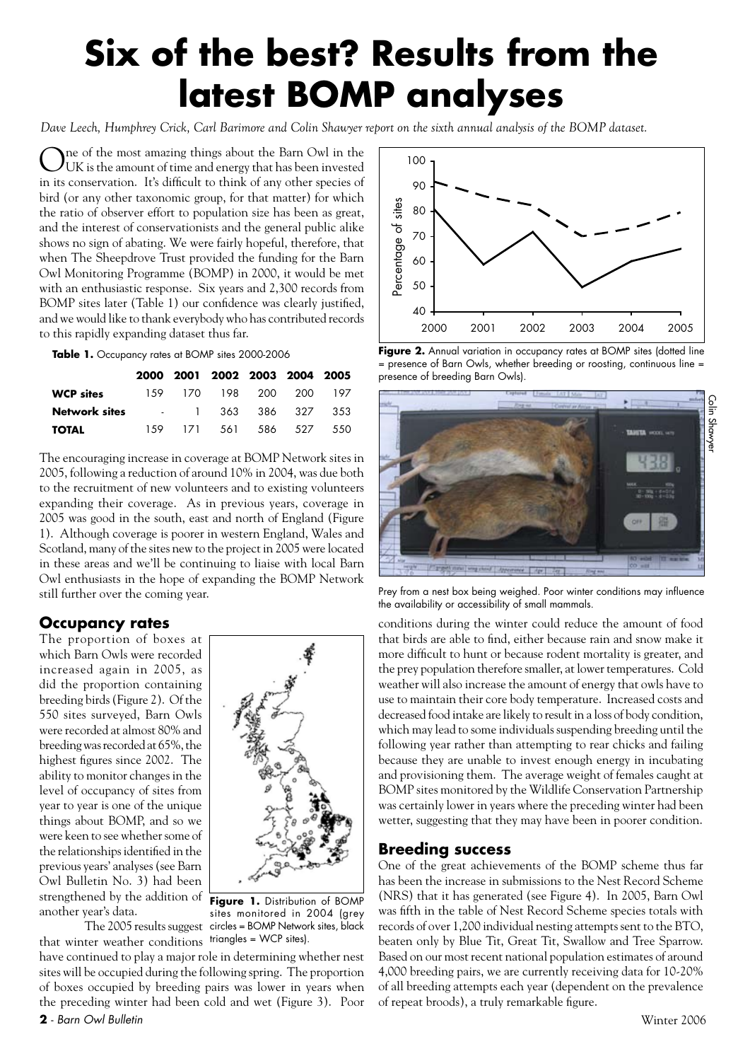# Six of the best? Results from the latest BOMP analyses

*Dave Leech, Humphrey Crick, Carl Barimore and Colin Shawyer report on the sixth annual analysis of the BOMP dataset.*

One of the most amazing things about the Barn Owl in the UK is the amount of time and energy that has been invested in its conservation. It's difficult to think of any other species of bird (or any other taxonomic group, for that matter) for which the ratio of observer effort to population size has been as great, and the interest of conservationists and the general public alike shows no sign of abating. We were fairly hopeful, therefore, that when The Sheepdrove Trust provided the funding for the Barn Owl Monitoring Programme (BOMP) in 2000, it would be met with an enthusiastic response. Six years and 2,300 records from BOMP sites later (Table 1) our confidence was clearly justified, and we would like to thank everybody who has contributed records to this rapidly expanding dataset thus far.

**Table 1.** Occupancy rates at BOMP sites 2000-2006

| | 2000 | 2001 | 2002 | 2003 | 2004 | 2005 |
|---|---|---|---|---|---|---|
| **WCP sites** | 159 | 170 | 198 | 200 | 200 | 197 |
| **Network sites** | - | 1 | 363 | 386 | 327 | 353 |
| **TOTAL** | 159 | 171 | 561 | 586 | 527 | 550 |

The encouraging increase in coverage at BOMP Network sites in 2005, following a reduction of around 10% in 2004, was due both to the recruitment of new volunteers and to existing volunteers expanding their coverage. As in previous years, coverage in 2005 was good in the south, east and north of England (Figure 1). Although coverage is poorer in western England, Wales and Scotland, many of the sites new to the project in 2005 were located in these areas and we'll be continuing to liaise with local Barn Owl enthusiasts in the hope of expanding the BOMP Network still further over the coming year.

## Occupancy rates

The proportion of boxes at which Barn Owls were recorded increased again in 2005, as did the proportion containing breeding birds (Figure 2). Of the 550 sites surveyed, Barn Owls were recorded at almost 80% and breeding was recorded at 65%, the highest figures since 2002. The ability to monitor changes in the level of occupancy of sites from year to year is one of the unique things about BOMP, and so we were keen to see whether some of the relationships identified in the previous years' analyses (see Barn Owl Bulletin No. 3) had been strengthened by the addition of another year's data.

**Figure 1.** Distribution of BOMP sites monitored in 2004 (grey circles = BOMP Network sites, black triangles = WCP sites).

The 2005 results suggest that winter weather conditions have continued to play a major role in determining whether nest sites will be occupied during the following spring. The proportion of boxes occupied by breeding pairs was lower in years when the preceding winter had been cold and wet (Figure 3). Poor conditions during the winter could reduce the amount of food that birds are able to find, either because rain and snow make it more difficult to hunt or because rodent mortality is greater, and the prey population therefore smaller, at lower temperatures. Cold weather will also increase the amount of energy that owls have to use to maintain their core body temperature. Increased costs and decreased food intake are likely to result in a loss of body condition, which may lead to some individuals suspending breeding until the following year rather than attempting to rear chicks and failing because they are unable to invest enough energy in incubating and provisioning them. The average weight of females caught at BOMP sites monitored by the Wildlife Conservation Partnership was certainly lower in years where the preceding winter had been wetter, suggesting that they may have been in poorer condition.

**Figure 2.** Annual variation in occupancy rates at BOMP sites (dotted line = presence of Barn Owls, whether breeding or roosting, continuous line = presence of breeding Barn Owls).

Prey from a nest box being weighed. Poor winter conditions may influence the availability or accessibility of small mammals.

## Breeding success

One of the great achievements of the BOMP scheme thus far has been the increase in submissions to the Nest Record Scheme (NRS) that it has generated (see Figure 4). In 2005, Barn Owl was fifth in the table of Nest Record Scheme species totals with records of over 1,200 individual nesting attempts sent to the BTO, beaten only by Blue Tit, Great Tit, Swallow and Tree Sparrow. Based on our most recent national population estimates of around 4,000 breeding pairs, we are currently receiving data for 10-20% of all breeding attempts each year (dependent on the prevalence of repeat broods), a truly remarkable figure.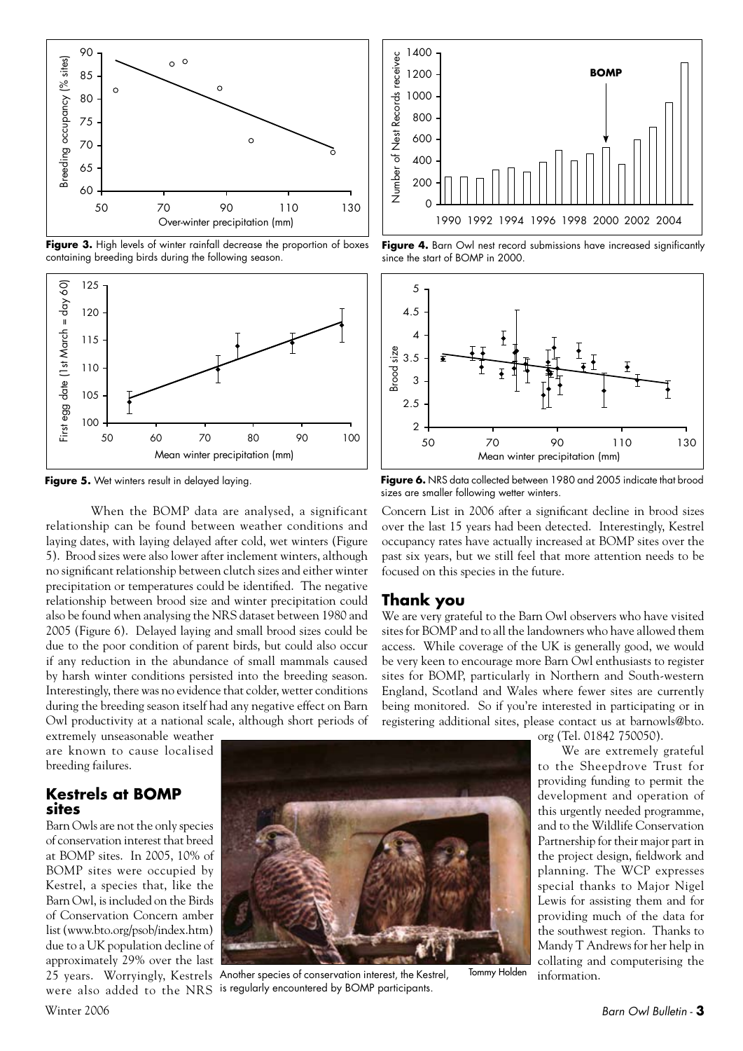**Figure 3.** High levels of winter rainfall decrease the proportion of boxes containing breeding birds during the following season.

**Figure 4.** Barn Owl nest record submissions have increased significantly since the start of BOMP in 2000.

**Figure 5.** Wet winters result in delayed laying.

**Figure 6.** NRS data collected between 1980 and 2005 indicate that brood sizes are smaller following wetter winters.

When the BOMP data are analysed, a significant relationship can be found between weather conditions and laying dates, with laying delayed after cold, wet winters (Figure 5). Brood sizes were also lower after inclement winters, although no significant relationship between clutch sizes and either winter precipitation or temperatures could be identified. The negative relationship between brood size and winter precipitation could also be found when analysing the NRS dataset between 1980 and 2005 (Figure 6). Delayed laying and small brood sizes could be due to the poor condition of parent birds, but could also occur if any reduction in the abundance of small mammals caused by harsh winter conditions persisted into the breeding season. Interestingly, there was no evidence that colder, wetter conditions during the breeding season itself had any negative effect on Barn Owl productivity at a national scale, although short periods of extremely unseasonable weather are known to cause localised breeding failures.

## Kestrels at BOMP sites

Barn Owls are not the only species of conservation interest that breed at BOMP sites. In 2005, 10% of BOMP sites were occupied by Kestrel, a species that, like the Barn Owl, is included on the Birds of Conservation Concern amber list (www.bto.org/psob/index.htm) due to a UK population decline of approximately 29% over the last 25 years. Worryingly, Kestrels were also added to the NRS Concern List in 2006 after a significant decline in brood sizes over the last 15 years had been detected. Interestingly, Kestrel occupancy rates have actually increased at BOMP sites over the past six years, but we still feel that more attention needs to be focused on this species in the future.

Another species of conservation interest, the Kestrel, is regularly encountered by BOMP participants. Tommy Holden

## Thank you

We are very grateful to the Barn Owl observers who have visited sites for BOMP and to all the landowners who have allowed them access. While coverage of the UK is generally good, we would be very keen to encourage more Barn Owl enthusiasts to register sites for BOMP, particularly in Northern and South-western England, Scotland and Wales where fewer sites are currently being monitored. So if you're interested in participating or in registering additional sites, please contact us at barnowls@bto.org (Tel. 01842 750050).

We are extremely grateful to the Sheepdrove Trust for providing funding to permit the development and operation of this urgently needed programme, and to the Wildlife Conservation Partnership for their major part in the project design, fieldwork and planning. The WCP expresses special thanks to Major Nigel Lewis for assisting them and for providing much of the data for the southwest region. Thanks to Mandy T Andrews for her help in collating and computerising the information.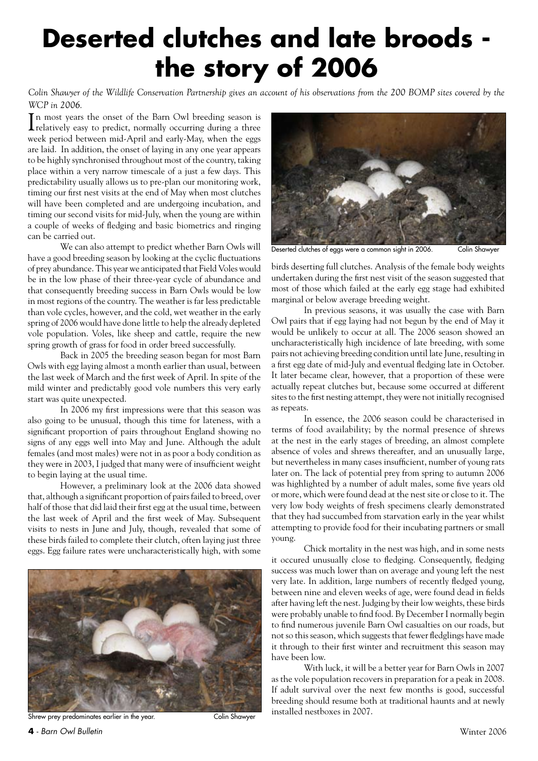# Deserted clutches and late broods - the story of 2006

*Colin Shawyer of the Wildlife Conservation Partnership gives an account of his observations from the 200 BOMP sites covered by the WCP in 2006.*

In most years the onset of the Barn Owl breeding season is relatively easy to predict, normally occurring during a three week period between mid-April and early-May, when the eggs are laid. In addition, the onset of laying in any one year appears to be highly synchronised throughout most of the country, taking place within a very narrow timescale of a just a few days. This predictability usually allows us to pre-plan our monitoring work, timing our first nest visits at the end of May when most clutches will have been completed and are undergoing incubation, and timing our second visits for mid-July, when the young are within a couple of weeks of fledging and basic biometrics and ringing can be carried out.

We can also attempt to predict whether Barn Owls will have a good breeding season by looking at the cyclic fluctuations of prey abundance. This year we anticipated that Field Voles would be in the low phase of their three-year cycle of abundance and that consequently breeding success in Barn Owls would be low in most regions of the country. The weather is far less predictable than vole cycles, however, and the cold, wet weather in the early spring of 2006 would have done little to help the already depleted vole population. Voles, like sheep and cattle, require the new spring growth of grass for food in order breed successfully.

Back in 2005 the breeding season began for most Barn Owls with egg laying almost a month earlier than usual, between the last week of March and the first week of April. In spite of the mild winter and predictably good vole numbers this very early start was quite unexpected.

In 2006 my first impressions were that this season was also going to be unusual, though this time for lateness, with a significant proportion of pairs throughout England showing no signs of any eggs well into May and June. Although the adult females (and most males) were not in as poor a body condition as they were in 2003, I judged that many were of insufficient weight to begin laying at the usual time.

However, a preliminary look at the 2006 data showed that, although a significant proportion of pairs failed to breed, over half of those that did laid their first egg at the usual time, between the last week of April and the first week of May. Subsequent visits to nests in June and July, though, revealed that some of these birds failed to complete their clutch, often laying just three eggs. Egg failure rates were uncharacteristically high, with some birds deserting full clutches. Analysis of the female body weights undertaken during the first nest visit of the season suggested that most of those which failed at the early egg stage had exhibited marginal or below average breeding weight.

Deserted clutches of eggs were a common sight in 2006. Colin Shawyer

In previous seasons, it was usually the case with Barn Owl pairs that if egg laying had not begun by the end of May it would be unlikely to occur at all. The 2006 season showed an uncharacteristically high incidence of late breeding, with some pairs not achieving breeding condition until late June, resulting in a first egg date of mid-July and eventual fledging late in October. It later became clear, however, that a proportion of these were actually repeat clutches but, because some occurred at different sites to the first nesting attempt, they were not initially recognised as repeats.

In essence, the 2006 season could be characterised in terms of food availability; by the normal presence of shrews at the nest in the early stages of breeding, an almost complete absence of voles and shrews thereafter, and an unusually large, but nevertheless in many cases insufficient, number of young rats later on. The lack of potential prey from spring to autumn 2006 was highlighted by a number of adult males, some five years old or more, which were found dead at the nest site or close to it. The very low body weights of fresh specimens clearly demonstrated that they had succumbed from starvation early in the year whilst attempting to provide food for their incubating partners or small young.

Chick mortality in the nest was high, and in some nests it occured unusually close to fledging. Consequently, fledging success was much lower than on average and young left the nest very late. In addition, large numbers of recently fledged young, between nine and eleven weeks of age, were found dead in fields after having left the nest. Judging by their low weights, these birds were probably unable to find food. By December I normally begin to find numerous juvenile Barn Owl casualties on our roads, but not so this season, which suggests that fewer fledglings have made it through to their first winter and recruitment this season may have been low.

With luck, it will be a better year for Barn Owls in 2007 as the vole population recovers in preparation for a peak in 2008. If adult survival over the next few months is good, successful breeding should resume both at traditional haunts and at newly installed nestboxes in 2007.

Shrew prey predominates earlier in the year. Colin Shawyer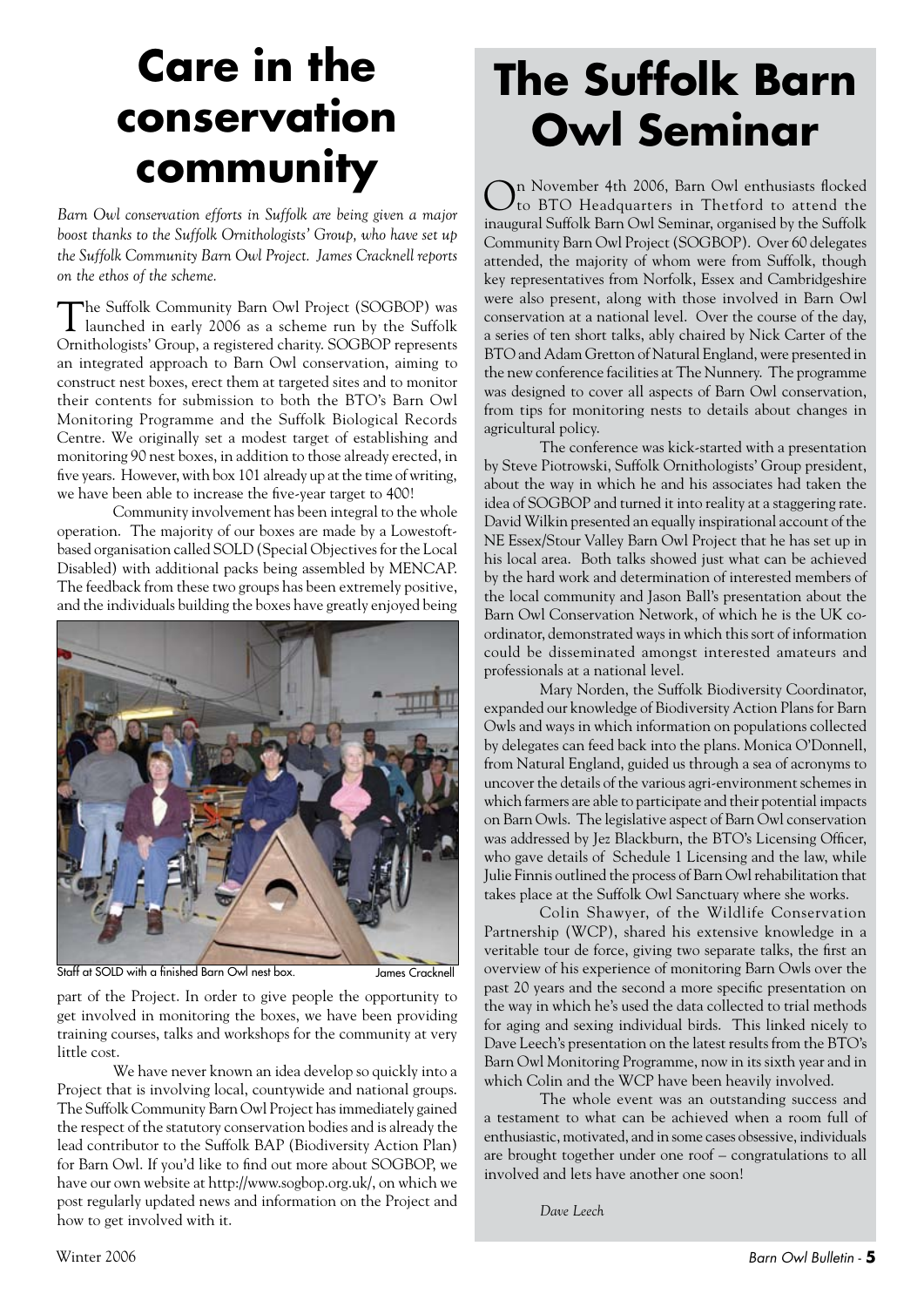# Care in the conservation community

*Barn Owl conservation efforts in Suffolk are being given a major boost thanks to the Suffolk Ornithologists' Group, who have set up the Suffolk Community Barn Owl Project. James Cracknell reports on the ethos of the scheme.*

The Suffolk Community Barn Owl Project (SOGBOP) was launched in early 2006 as a scheme run by the Suffolk Ornithologists' Group, a registered charity. SOGBOP represents an integrated approach to Barn Owl conservation, aiming to construct nest boxes, erect them at targeted sites and to monitor their contents for submission to both the BTO's Barn Owl Monitoring Programme and the Suffolk Biological Records Centre. We originally set a modest target of establishing and monitoring 90 nest boxes, in addition to those already erected, in five years. However, with box 101 already up at the time of writing, we have been able to increase the five-year target to 400!

Community involvement has been integral to the whole operation. The majority of our boxes are made by a Lowestoft-based organisation called SOLD (Special Objectives for the Local Disabled) with additional packs being assembled by MENCAP. The feedback from these two groups has been extremely positive, and the individuals building the boxes have greatly enjoyed being part of the Project. In order to give people the opportunity to get involved in monitoring the boxes, we have been providing training courses, talks and workshops for the community at very little cost.

Staff at SOLD with a finished Barn Owl nest box. James Cracknell

We have never known an idea develop so quickly into a Project that is involving local, countywide and national groups. The Suffolk Community Barn Owl Project has immediately gained the respect of the statutory conservation bodies and is already the lead contributor to the Suffolk BAP (Biodiversity Action Plan) for Barn Owl. If you'd like to find out more about SOGBOP, we have our own website at http://www.sogbop.org.uk/, on which we post regularly updated news and information on the Project and how to get involved with it.

# The Suffolk Barn Owl Seminar

On November 4th 2006, Barn Owl enthusiasts flocked to BTO Headquarters in Thetford to attend the inaugural Suffolk Barn Owl Seminar, organised by the Suffolk Community Barn Owl Project (SOGBOP). Over 60 delegates attended, the majority of whom were from Suffolk, though key representatives from Norfolk, Essex and Cambridgeshire were also present, along with those involved in Barn Owl conservation at a national level. Over the course of the day, a series of ten short talks, ably chaired by Nick Carter of the BTO and Adam Gretton of Natural England, were presented in the new conference facilities at The Nunnery. The programme was designed to cover all aspects of Barn Owl conservation, from tips for monitoring nests to details about changes in agricultural policy.

The conference was kick-started with a presentation by Steve Piotrowski, Suffolk Ornithologists' Group president, about the way in which he and his associates had taken the idea of SOGBOP and turned it into reality at a staggering rate. David Wilkin presented an equally inspirational account of the NE Essex/Stour Valley Barn Owl Project that he has set up in his local area. Both talks showed just what can be achieved by the hard work and determination of interested members of the local community and Jason Ball's presentation about the Barn Owl Conservation Network, of which he is the UK co-ordinator, demonstrated ways in which this sort of information could be disseminated amongst interested amateurs and professionals at a national level.

Mary Norden, the Suffolk Biodiversity Coordinator, expanded our knowledge of Biodiversity Action Plans for Barn Owls and ways in which information on populations collected by delegates can feed back into the plans. Monica O'Donnell, from Natural England, guided us through a sea of acronyms to uncover the details of the various agri-environment schemes in which farmers are able to participate and their potential impacts on Barn Owls. The legislative aspect of Barn Owl conservation was addressed by Jez Blackburn, the BTO's Licensing Officer, who gave details of Schedule 1 Licensing and the law, while Julie Finnis outlined the process of Barn Owl rehabilitation that takes place at the Suffolk Owl Sanctuary where she works.

Colin Shawyer, of the Wildlife Conservation Partnership (WCP), shared his extensive knowledge in a veritable tour de force, giving two separate talks, the first an overview of his experience of monitoring Barn Owls over the past 20 years and the second a more specific presentation on the way in which he's used the data collected to trial methods for aging and sexing individual birds. This linked nicely to Dave Leech's presentation on the latest results from the BTO's Barn Owl Monitoring Programme, now in its sixth year and in which Colin and the WCP have been heavily involved.

The whole event was an outstanding success and a testament to what can be achieved when a room full of enthusiastic, motivated, and in some cases obsessive, individuals are brought together under one roof – congratulations to all involved and lets have another one soon!

*Dave Leech*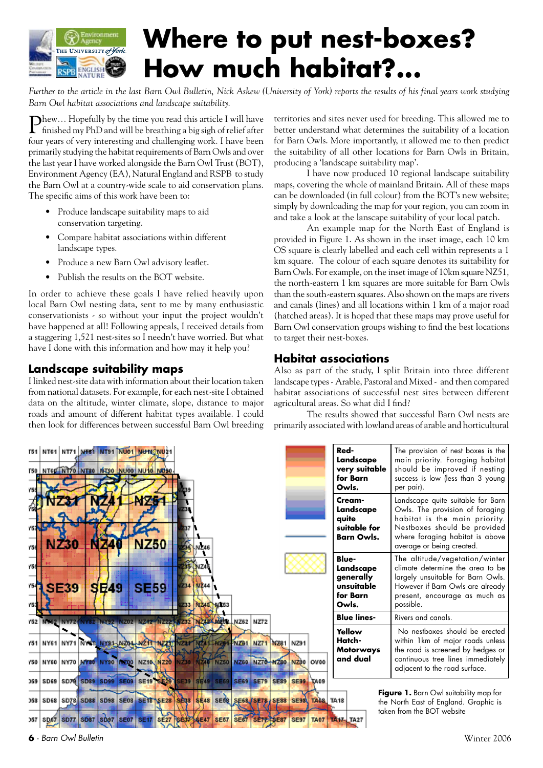# Where to put nest-boxes? How much habitat?...

*Further to the article in the last Barn Owl Bulletin, Nick Askew (University of York) reports the results of his final years work studying Barn Owl habitat associations and landscape suitability.*

Phew... Hopefully by the time you read this article I will have finished my PhD and will be breathing a big sigh of relief after four years of very interesting and challenging work. I have been primarily studying the habitat requirements of Barn Owls and over the last year I have worked alongside the Barn Owl Trust (BOT), Environment Agency (EA), Natural England and RSPB to study the Barn Owl at a country-wide scale to aid conservation plans. The specific aims of this work have been to:

- Produce landscape suitability maps to aid conservation targeting.
- Compare habitat associations within different landscape types.
- Produce a new Barn Owl advisory leaflet.
- Publish the results on the BOT website.

In order to achieve these goals I have relied heavily upon local Barn Owl nesting data, sent to me by many enthusiastic conservationists - so without your input the project wouldn't have happened at all! Following appeals, I received details from a staggering 1,521 nest-sites so I needn't have worried. But what have I done with this information and how may it help you?

## Landscape suitability maps

I linked nest-site data with information about their location taken from national datasets. For example, for each nest-site I obtained data on the altitude, winter climate, slope, distance to major roads and amount of different habitat types available. I could then look for differences between successful Barn Owl breeding territories and sites never used for breeding. This allowed me to better understand what determines the suitability of a location for Barn Owls. More importantly, it allowed me to then predict the suitability of all other locations for Barn Owls in Britain, producing a 'landscape suitability map'.

I have now produced 10 regional landscape suitability maps, covering the whole of mainland Britain. All of these maps can be downloaded (in full colour) from the BOT's new website; simply by downloading the map for your region, you can zoom in and take a look at the lanscape suitability of your local patch.

An example map for the North East of England is provided in Figure 1. As shown in the inset image, each 10 km OS square is clearly labelled and each cell within represents a 1 km square. The colour of each square denotes its suitability for Barn Owls. For example, on the inset image of 10km square NZ51, the north-eastern 1 km squares are more suitable for Barn Owls than the south-eastern squares. Also shown on the maps are rivers and canals (lines) and all locations within 1 km of a major road (hatched areas). It is hoped that these maps may prove useful for Barn Owl conservation groups wishing to find the best locations to target their nest-boxes.

## Habitat associations

Also as part of the study, I split Britain into three different landscape types - Arable, Pastoral and Mixed - and then compared habitat associations of successful nest sites between different agricultural areas. So what did I find?

The results showed that successful Barn Owl nests are primarily associated with lowland areas of arable and horticultural

| | |
|---|---|
| **Red- Landscape very suitable for Barn Owls.** | The provision of nest boxes is the main priority. Foraging habitat should be improved if nesting success is low (less than 3 young per pair). |
| **Cream- Landscape quite suitable for Barn Owls.** | Landscape quite suitable for Barn Owls. The provision of foraging habitat is the main priority. Nestboxes should be provided where foraging habitat is above average or being created. |
| **Blue- Landscape generally unsuitable for Barn Owls.** | The altitude/vegetation/winter climate determine the area to be largely unsuitable for Barn Owls. However if Barn Owls are already present, encourage as much as possible. |
| **Blue lines-** | Rivers and canals. |
| **Yellow Hatch- Motorways and dual** | No nestboxes should be erected within 1km of major roads unless the road is screened by hedges or continuous tree lines immediately adjacent to the road surface. |

**Figure 1.** Barn Owl suitability map for the North East of England. Graphic is taken from the BOT website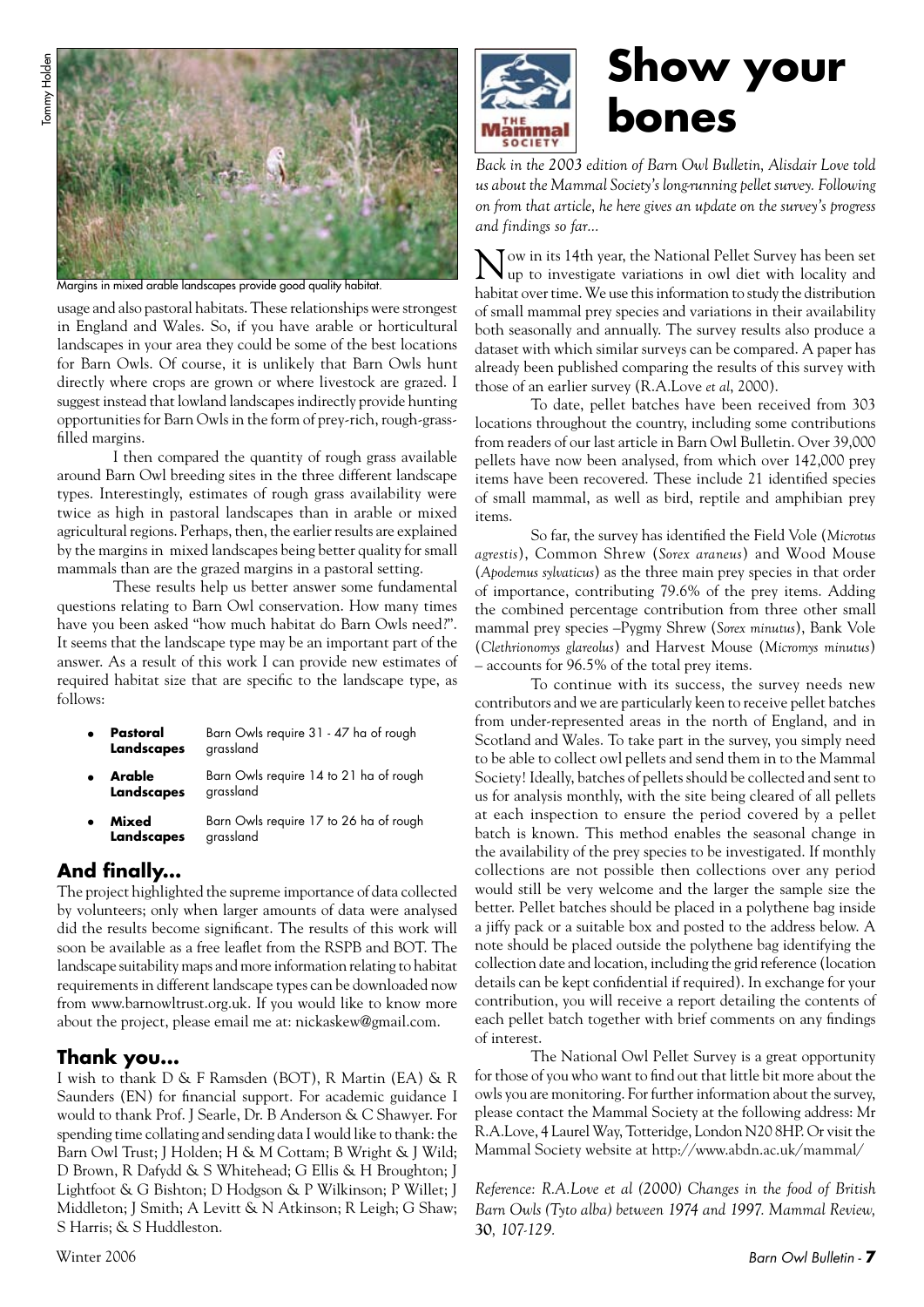Margins in mixed arable landscapes provide good quality habitat.

usage and also pastoral habitats. These relationships were strongest in England and Wales. So, if you have arable or horticultural landscapes in your area they could be some of the best locations for Barn Owls. Of course, it is unlikely that Barn Owls hunt directly where crops are grown or where livestock are grazed. I suggest instead that lowland landscapes indirectly provide hunting opportunities for Barn Owls in the form of prey-rich, rough-grass-filled margins.

I then compared the quantity of rough grass available around Barn Owl breeding sites in the three different landscape types. Interestingly, estimates of rough grass availability were twice as high in pastoral landscapes than in arable or mixed agricultural regions. Perhaps, then, the earlier results are explained by the margins in mixed landscapes being better quality for small mammals than are the grazed margins in a pastoral setting.

These results help us better answer some fundamental questions relating to Barn Owl conservation. How many times have you been asked "how much habitat do Barn Owls need?". It seems that the landscape type may be an important part of the answer. As a result of this work I can provide new estimates of required habitat size that are specific to the landscape type, as follows:

- **Pastoral Landscapes** Barn Owls require 31 - 47 ha of rough grassland
- **Arable Landscapes** Barn Owls require 14 to 21 ha of rough grassland
- **Mixed Landscapes** Barn Owls require 17 to 26 ha of rough grassland

## And finally...

The project highlighted the supreme importance of data collected by volunteers; only when larger amounts of data were analysed did the results become significant. The results of this work will soon be available as a free leaflet from the RSPB and BOT. The landscape suitability maps and more information relating to habitat requirements in different landscape types can be downloaded now from www.barnowltrust.org.uk. If you would like to know more about the project, please email me at: nickaskew@gmail.com.

## Thank you...

I wish to thank D & F Ramsden (BOT), R Martin (EA) & R Saunders (EN) for financial support. For academic guidance I would to thank Prof. J Searle, Dr. B Anderson & C Shawyer. For spending time collating and sending data I would like to thank: the Barn Owl Trust; J Holden; H & M Cottam; B Wright & J Wild; D Brown, R Dafydd & S Whitehead; G Ellis & H Broughton; J Lightfoot & G Bishton; D Hodgson & P Wilkinson; P Willet; J Middleton; J Smith; A Levitt & N Atkinson; R Leigh; G Shaw; S Harris; & S Huddleston.

# Show your bones

*Back in the 2003 edition of Barn Owl Bulletin, Alisdair Love told us about the Mammal Society's long-running pellet survey. Following on from that article, he here gives an update on the survey's progress and findings so far...*

Now in its 14th year, the National Pellet Survey has been set up to investigate variations in owl diet with locality and habitat over time. We use this information to study the distribution of small mammal prey species and variations in their availability both seasonally and annually. The survey results also produce a dataset with which similar surveys can be compared. A paper has already been published comparing the results of this survey with those of an earlier survey (R.A.Love *et al*, 2000).

To date, pellet batches have been received from 303 locations throughout the country, including some contributions from readers of our last article in Barn Owl Bulletin. Over 39,000 pellets have now been analysed, from which over 142,000 prey items have been recovered. These include 21 identified species of small mammal, as well as bird, reptile and amphibian prey items.

So far, the survey has identified the Field Vole (*Microtus agrestis*), Common Shrew (*Sorex araneus*) and Wood Mouse (*Apodemus sylvaticus*) as the three main prey species in that order of importance, contributing 79.6% of the prey items. Adding the combined percentage contribution from three other small mammal prey species –Pygmy Shrew (*Sorex minutus*), Bank Vole (*Clethrionomys glareolus*) and Harvest Mouse (*Micromys minutus*) – accounts for 96.5% of the total prey items.

To continue with its success, the survey needs new contributors and we are particularly keen to receive pellet batches from under-represented areas in the north of England, and in Scotland and Wales. To take part in the survey, you simply need to be able to collect owl pellets and send them in to the Mammal Society! Ideally, batches of pellets should be collected and sent to us for analysis monthly, with the site being cleared of all pellets at each inspection to ensure the period covered by a pellet batch is known. This method enables the seasonal change in the availability of the prey species to be investigated. If monthly collections are not possible then collections over any period would still be very welcome and the larger the sample size the better. Pellet batches should be placed in a polythene bag inside a jiffy pack or a suitable box and posted to the address below. A note should be placed outside the polythene bag identifying the collection date and location, including the grid reference (location details can be kept confidential if required). In exchange for your contribution, you will receive a report detailing the contents of each pellet batch together with brief comments on any findings of interest.

The National Owl Pellet Survey is a great opportunity for those of you who want to find out that little bit more about the owls you are monitoring. For further information about the survey, please contact the Mammal Society at the following address: Mr R.A.Love, 4 Laurel Way, Totteridge, London N20 8HP. Or visit the Mammal Society website at http://www.abdn.ac.uk/mammal/

*Reference: R.A.Love et al (2000) Changes in the food of British Barn Owls (Tyto alba) between 1974 and 1997. Mammal Review,* ***30****, 107-129.*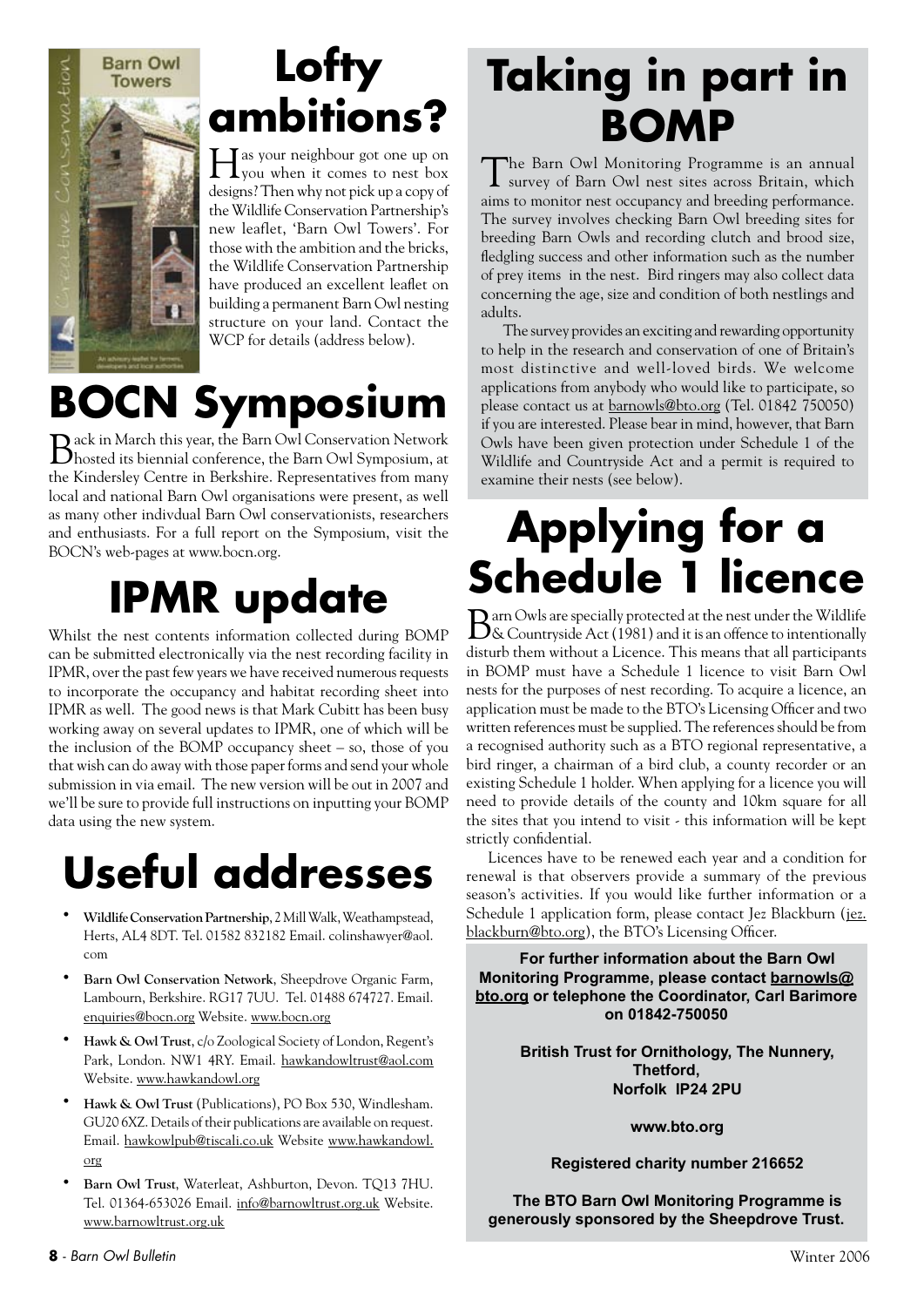# Lofty ambitions?

Has your neighbour got one up on you when it comes to nest box designs? Then why not pick up a copy of the Wildlife Conservation Partnership's new leaflet, 'Barn Owl Towers'. For those with the ambition and the bricks, the Wildlife Conservation Partnership have produced an excellent leaflet on building a permanent Barn Owl nesting structure on your land. Contact the WCP for details (address below).

# BOCN Symposium

Back in March this year, the Barn Owl Conservation Network hosted its biennial conference, the Barn Owl Symposium, at the Kindersley Centre in Berkshire. Representatives from many local and national Barn Owl organisations were present, as well as many other indivdual Barn Owl conservationists, researchers and enthusiasts. For a full report on the Symposium, visit the BOCN's web-pages at www.bocn.org.

# IPMR update

Whilst the nest contents information collected during BOMP can be submitted electronically via the nest recording facility in IPMR, over the past few years we have received numerous requests to incorporate the occupancy and habitat recording sheet into IPMR as well. The good news is that Mark Cubitt has been busy working away on several updates to IPMR, one of which will be the inclusion of the BOMP occupancy sheet – so, those of you that wish can do away with those paper forms and send your whole submission in via email. The new version will be out in 2007 and we'll be sure to provide full instructions on inputting your BOMP data using the new system.

# Useful addresses

- **Wildlife Conservation Partnership**, 2 Mill Walk, Weathampstead, Herts, AL4 8DT. Tel. 01582 832182 Email. colinshawyer@aol.com
- **Barn Owl Conservation Network**, Sheepdrove Organic Farm, Lambourn, Berkshire. RG17 7UU. Tel. 01488 674727. Email. enquiries@bocn.org Website. www.bocn.org
- **Hawk & Owl Trust**, c/o Zoological Society of London, Regent's Park, London. NW1 4RY. Email. hawkandowltrust@aol.com Website. www.hawkandowl.org
- **Hawk & Owl Trust** (Publications), PO Box 530, Windlesham. GU20 6XZ. Details of their publications are available on request. Email. hawkowlpub@tiscali.co.uk Website www.hawkandowl.org
- **Barn Owl Trust**, Waterleat, Ashburton, Devon. TQ13 7HU. Tel. 01364-653026 Email. info@barnowltrust.org.uk Website. www.barnowltrust.org.uk

# Taking in part in BOMP

The Barn Owl Monitoring Programme is an annual survey of Barn Owl nest sites across Britain, which aims to monitor nest occupancy and breeding performance. The survey involves checking Barn Owl breeding sites for breeding Barn Owls and recording clutch and brood size, fledgling success and other information such as the number of prey items in the nest. Bird ringers may also collect data concerning the age, size and condition of both nestlings and adults.

The survey provides an exciting and rewarding opportunity to help in the research and conservation of one of Britain's most distinctive and well-loved birds. We welcome applications from anybody who would like to participate, so please contact us at barnowls@bto.org (Tel. 01842 750050) if you are interested. Please bear in mind, however, that Barn Owls have been given protection under Schedule 1 of the Wildlife and Countryside Act and a permit is required to examine their nests (see below).

# Applying for a Schedule 1 licence

Barn Owls are specially protected at the nest under the Wildlife & Countryside Act (1981) and it is an offence to intentionally disturb them without a Licence. This means that all participants in BOMP must have a Schedule 1 licence to visit Barn Owl nests for the purposes of nest recording. To acquire a licence, an application must be made to the BTO's Licensing Officer and two written references must be supplied. The references should be from a recognised authority such as a BTO regional representative, a bird ringer, a chairman of a bird club, a county recorder or an existing Schedule 1 holder. When applying for a licence you will need to provide details of the county and 10km square for all the sites that you intend to visit - this information will be kept strictly confidential.

Licences have to be renewed each year and a condition for renewal is that observers provide a summary of the previous season's activities. If you would like further information or a Schedule 1 application form, please contact Jez Blackburn (jez.blackburn@bto.org), the BTO's Licensing Officer.

**For further information about the Barn Owl Monitoring Programme, please contact barnowls@bto.org or telephone the Coordinator, Carl Barimore on 01842-750050**

**British Trust for Ornithology, The Nunnery, Thetford, Norfolk IP24 2PU**

**www.bto.org**

**Registered charity number 216652**

**The BTO Barn Owl Monitoring Programme is generously sponsored by the Sheepdrove Trust.**